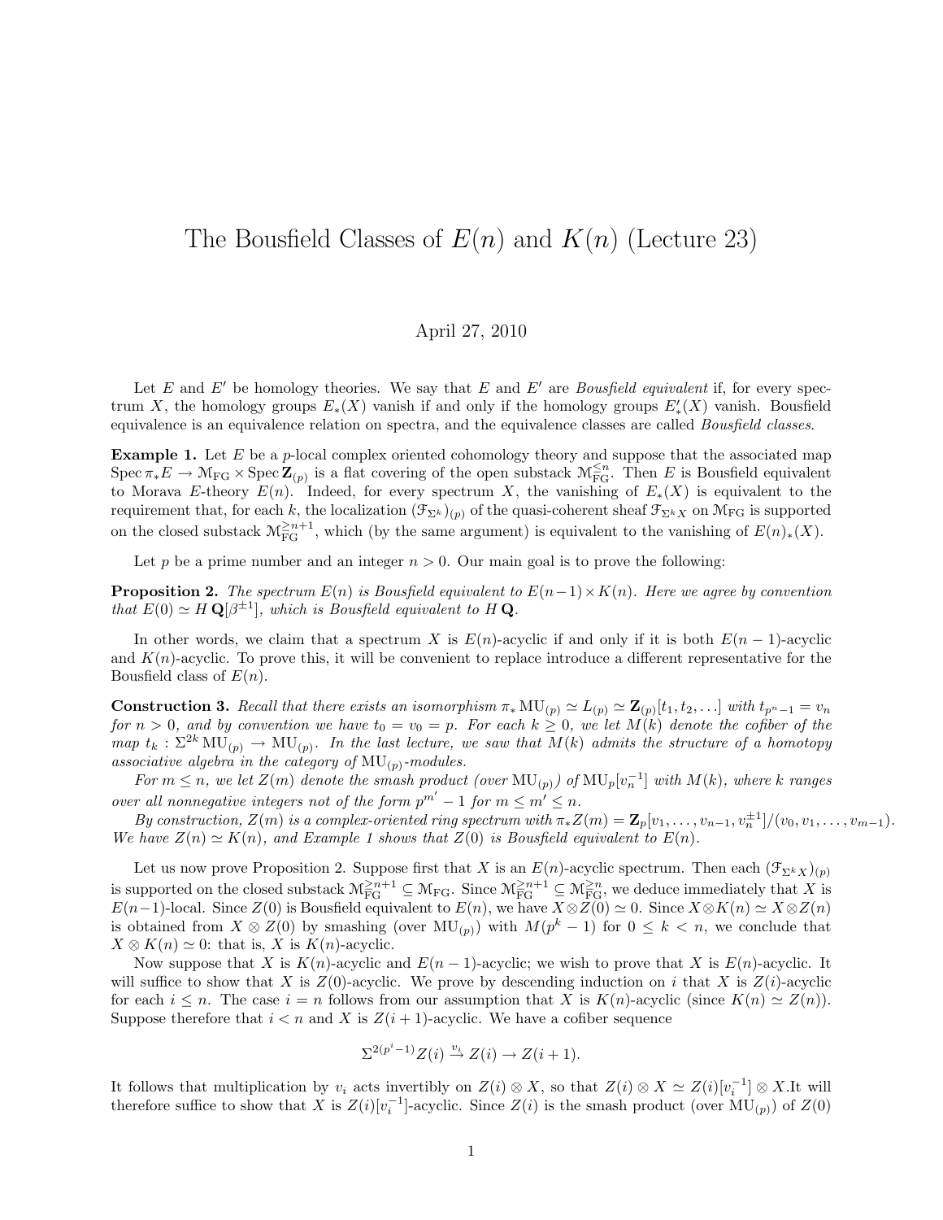# The Bousfield Classes of $E(n)$ and $K(n)$ (Lecture 23)

April 27, 2010

Let $E$ and $E'$ be homology theories. We say that $E$ and $E'$ are *Bousfield equivalent* if, for every spectrum $X$, the homology groups $E_*(X)$ vanish if and only if the homology groups $E'_*(X)$ vanish. Bousfield equivalence is an equivalence relation on spectra, and the equivalence classes are called *Bousfield classes*.

**Example 1.** Let $E$ be a $p$-local complex oriented cohomology theory and suppose that the associated map $\operatorname{Spec} \pi_* E \to \mathcal{M}_{\mathrm{FG}} \times \operatorname{Spec} \mathbf{Z}_{(p)}$ is a flat covering of the open substack $\mathcal{M}_{\mathrm{FG}}^{\leq n}$. Then $E$ is Bousfield equivalent to Morava $E$-theory $E(n)$. Indeed, for every spectrum $X$, the vanishing of $E_*(X)$ is equivalent to the requirement that, for each $k$, the localization $(\mathcal{F}_{\Sigma^k})_{(p)}$ of the quasi-coherent sheaf $\mathcal{F}_{\Sigma^k X}$ on $\mathcal{M}_{\mathrm{FG}}$ is supported on the closed substack $\mathcal{M}_{\mathrm{FG}}^{\geq n+1}$, which (by the same argument) is equivalent to the vanishing of $E(n)_*(X)$.

Let $p$ be a prime number and an integer $n > 0$. Our main goal is to prove the following:

**Proposition 2.** *The spectrum $E(n)$ is Bousfield equivalent to $E(n-1) \times K(n)$. Here we agree by convention that $E(0) \simeq H\,\mathbf{Q}[\beta^{\pm 1}]$, which is Bousfield equivalent to $H\,\mathbf{Q}$.*

In other words, we claim that a spectrum $X$ is $E(n)$-acyclic if and only if it is both $E(n-1)$-acyclic and $K(n)$-acyclic. To prove this, it will be convenient to replace introduce a different representative for the Bousfield class of $E(n)$.

**Construction 3.** *Recall that there exists an isomorphism $\pi_* \mathrm{MU}_{(p)} \simeq L_{(p)} \simeq \mathbf{Z}_{(p)}[t_1, t_2, \ldots]$ with $t_{p^n - 1} = v_n$ for $n > 0$, and by convention we have $t_0 = v_0 = p$. For each $k \geq 0$, we let $M(k)$ denote the cofiber of the map $t_k : \Sigma^{2k} \mathrm{MU}_{(p)} \to \mathrm{MU}_{(p)}$. In the last lecture, we saw that $M(k)$ admits the structure of a homotopy associative algebra in the category of $\mathrm{MU}_{(p)}$-modules.*

*For $m \leq n$, we let $Z(m)$ denote the smash product (over $\mathrm{MU}_{(p)}$) of $\mathrm{MU}_p[v_n^{-1}]$ with $M(k)$, where $k$ ranges over all nonnegative integers not of the form $p^{m'} - 1$ for $m \leq m' \leq n$.*

*By construction, $Z(m)$ is a complex-oriented ring spectrum with $\pi_* Z(m) = \mathbf{Z}_p[v_1, \ldots, v_{n-1}, v_n^{\pm 1}]/(v_0, v_1, \ldots, v_{m-1})$. We have $Z(n) \simeq K(n)$, and Example 1 shows that $Z(0)$ is Bousfield equivalent to $E(n)$.*

Let us now prove Proposition 2. Suppose first that $X$ is an $E(n)$-acyclic spectrum. Then each $(\mathcal{F}_{\Sigma^k X})_{(p)}$ is supported on the closed substack $\mathcal{M}_{\mathrm{FG}}^{\geq n+1} \subseteq \mathcal{M}_{\mathrm{FG}}$. Since $\mathcal{M}_{\mathrm{FG}}^{\geq n+1} \subseteq \mathcal{M}_{\mathrm{FG}}^{\geq n}$, we deduce immediately that $X$ is $E(n-1)$-local. Since $Z(0)$ is Bousfield equivalent to $E(n)$, we have $X \otimes Z(0) \simeq 0$. Since $X \otimes K(n) \simeq X \otimes Z(n)$ is obtained from $X \otimes Z(0)$ by smashing (over $\mathrm{MU}_{(p)}$) with $M(p^k - 1)$ for $0 \leq k < n$, we conclude that $X \otimes K(n) \simeq 0$: that is, $X$ is $K(n)$-acyclic.

Now suppose that $X$ is $K(n)$-acyclic and $E(n-1)$-acyclic; we wish to prove that $X$ is $E(n)$-acyclic. It will suffice to show that $X$ is $Z(0)$-acyclic. We prove by descending induction on $i$ that $X$ is $Z(i)$-acyclic for each $i \leq n$. The case $i = n$ follows from our assumption that $X$ is $K(n)$-acyclic (since $K(n) \simeq Z(n)$). Suppose therefore that $i < n$ and $X$ is $Z(i+1)$-acyclic. We have a cofiber sequence

$$\Sigma^{2(p^i - 1)} Z(i) \xrightarrow{v_i} Z(i) \to Z(i+1).$$

It follows that multiplication by $v_i$ acts invertibly on $Z(i) \otimes X$, so that $Z(i) \otimes X \simeq Z(i)[v_i^{-1}] \otimes X$.It will therefore suffice to show that $X$ is $Z(i)[v_i^{-1}]$-acyclic. Since $Z(i)$ is the smash product (over $\mathrm{MU}_{(p)}$) of $Z(0)$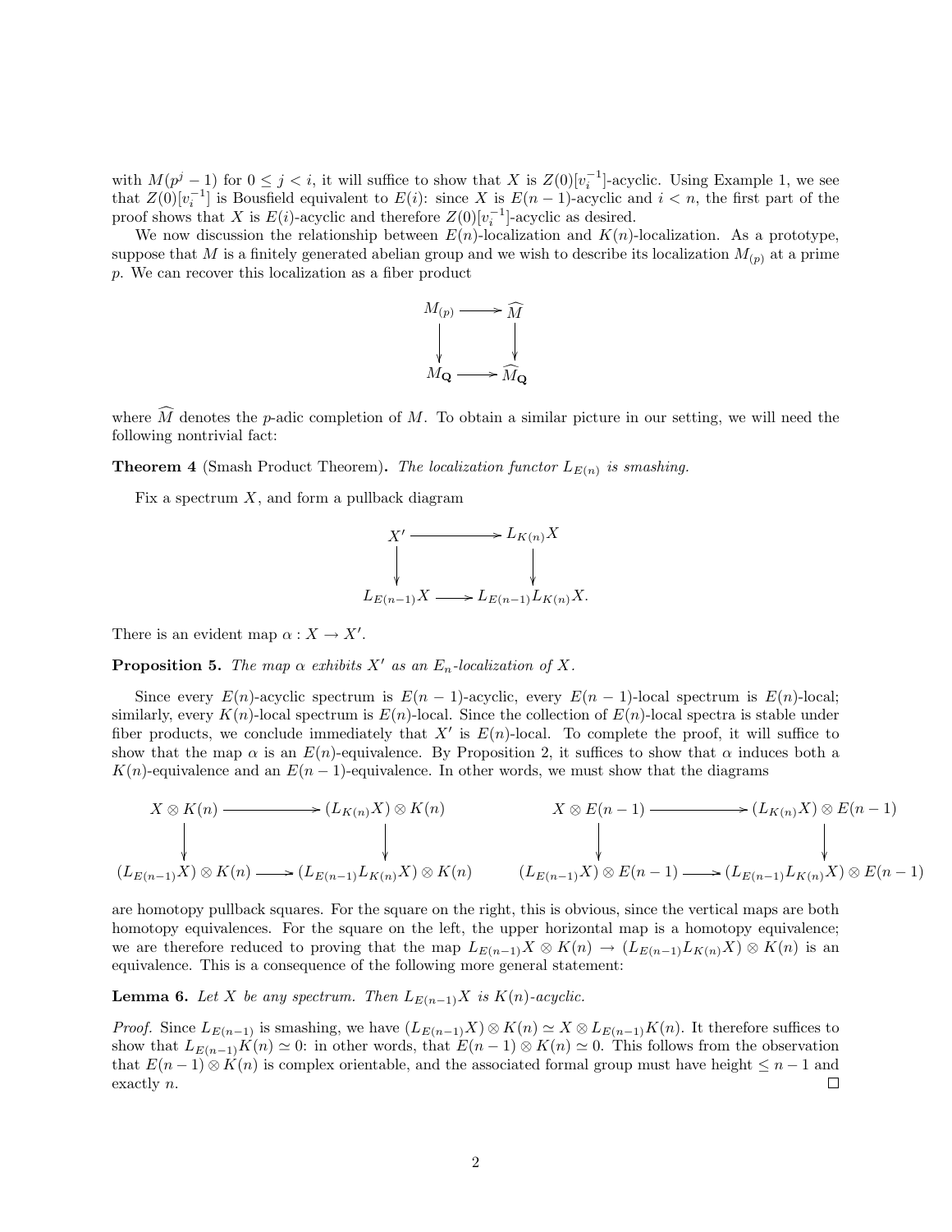with $M(p^j - 1)$ for $0 \leq j < i$, it will suffice to show that $X$ is $Z(0)[v_i^{-1}]$-acyclic. Using Example 1, we see that $Z(0)[v_i^{-1}]$ is Bousfield equivalent to $E(i)$: since $X$ is $E(n-1)$-acyclic and $i < n$, the first part of the proof shows that $X$ is $E(i)$-acyclic and therefore $Z(0)[v_i^{-1}]$-acyclic as desired.

We now discussion the relationship between $E(n)$-localization and $K(n)$-localization. As a prototype, suppose that $M$ is a finitely generated abelian group and we wish to describe its localization $M_{(p)}$ at a prime $p$. We can recover this localization as a fiber product

$$\begin{array}{ccc} M_{(p)} & \longrightarrow & \widehat{M} \\ \downarrow & & \downarrow \\ M_{\mathbf{Q}} & \longrightarrow & \widehat{M}_{\mathbf{Q}} \end{array}$$

where $\widehat{M}$ denotes the $p$-adic completion of $M$. To obtain a similar picture in our setting, we will need the following nontrivial fact:

**Theorem 4** (Smash Product Theorem)**.** *The localization functor $L_{E(n)}$ is smashing.*

Fix a spectrum $X$, and form a pullback diagram

$$\begin{array}{ccc} X' & \longrightarrow & L_{K(n)}X \\ \downarrow & & \downarrow \\ L_{E(n-1)}X & \longrightarrow & L_{E(n-1)}L_{K(n)}X. \end{array}$$

There is an evident map $\alpha : X \to X'$.

**Proposition 5.** *The map $\alpha$ exhibits $X'$ as an $E_n$-localization of $X$.*

Since every $E(n)$-acyclic spectrum is $E(n-1)$-acyclic, every $E(n-1)$-local spectrum is $E(n)$-local; similarly, every $K(n)$-local spectrum is $E(n)$-local. Since the collection of $E(n)$-local spectra is stable under fiber products, we conclude immediately that $X'$ is $E(n)$-local. To complete the proof, it will suffice to show that the map $\alpha$ is an $E(n)$-equivalence. By Proposition 2, it suffices to show that $\alpha$ induces both a $K(n)$-equivalence and an $E(n-1)$-equivalence. In other words, we must show that the diagrams

$$\begin{array}{ccc} X \otimes K(n) & \longrightarrow & (L_{K(n)}X) \otimes K(n) \\ \downarrow & & \downarrow \\ (L_{E(n-1)}X) \otimes K(n) & \longrightarrow & (L_{E(n-1)}L_{K(n)}X) \otimes K(n) \end{array} \qquad \begin{array}{ccc} X \otimes E(n-1) & \longrightarrow & (L_{K(n)}X) \otimes E(n-1) \\ \downarrow & & \downarrow \\ (L_{E(n-1)}X) \otimes E(n-1) & \longrightarrow & (L_{E(n-1)}L_{K(n)}X) \otimes E(n-1) \end{array}$$

are homotopy pullback squares. For the square on the right, this is obvious, since the vertical maps are both homotopy equivalences. For the square on the left, the upper horizontal map is a homotopy equivalence; we are therefore reduced to proving that the map $L_{E(n-1)}X \otimes K(n) \to (L_{E(n-1)}L_{K(n)}X) \otimes K(n)$ is an equivalence. This is a consequence of the following more general statement:

**Lemma 6.** *Let $X$ be any spectrum. Then $L_{E(n-1)}X$ is $K(n)$-acyclic.*

*Proof.* Since $L_{E(n-1)}$ is smashing, we have $(L_{E(n-1)}X) \otimes K(n) \simeq X \otimes L_{E(n-1)}K(n)$. It therefore suffices to show that $L_{E(n-1)}K(n) \simeq 0$: in other words, that $E(n-1) \otimes K(n) \simeq 0$. This follows from the observation that $E(n-1) \otimes K(n)$ is complex orientable, and the associated formal group must have height $\leq n-1$ and exactly $n$. ∎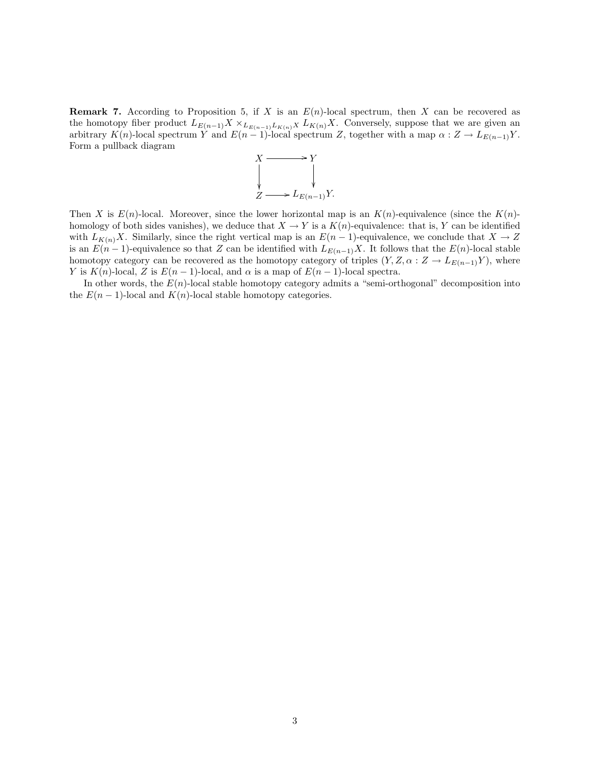**Remark 7.** According to Proposition 5, if $X$ is an $E(n)$-local spectrum, then $X$ can be recovered as the homotopy fiber product $L_{E(n-1)}X \times_{L_{E(n-1)}L_{K(n)}X} L_{K(n)}X$. Conversely, suppose that we are given an arbitrary $K(n)$-local spectrum $Y$ and $E(n-1)$-local spectrum $Z$, together with a map $\alpha : Z \to L_{E(n-1)}Y$. Form a pullback diagram

$$\begin{array}{ccc} X & \longrightarrow & Y \\ \downarrow & & \downarrow \\ Z & \longrightarrow & L_{E(n-1)}Y. \end{array}$$

Then $X$ is $E(n)$-local. Moreover, since the lower horizontal map is an $K(n)$-equivalence (since the $K(n)$-homology of both sides vanishes), we deduce that $X \to Y$ is a $K(n)$-equivalence: that is, $Y$ can be identified with $L_{K(n)}X$. Similarly, since the right vertical map is an $E(n-1)$-equivalence, we conclude that $X \to Z$ is an $E(n-1)$-equivalence so that $Z$ can be identified with $L_{E(n-1)}X$. It follows that the $E(n)$-local stable homotopy category can be recovered as the homotopy category of triples $(Y, Z, \alpha : Z \to L_{E(n-1)}Y)$, where $Y$ is $K(n)$-local, $Z$ is $E(n-1)$-local, and $\alpha$ is a map of $E(n-1)$-local spectra.

In other words, the $E(n)$-local stable homotopy category admits a "semi-orthogonal" decomposition into the $E(n-1)$-local and $K(n)$-local stable homotopy categories.